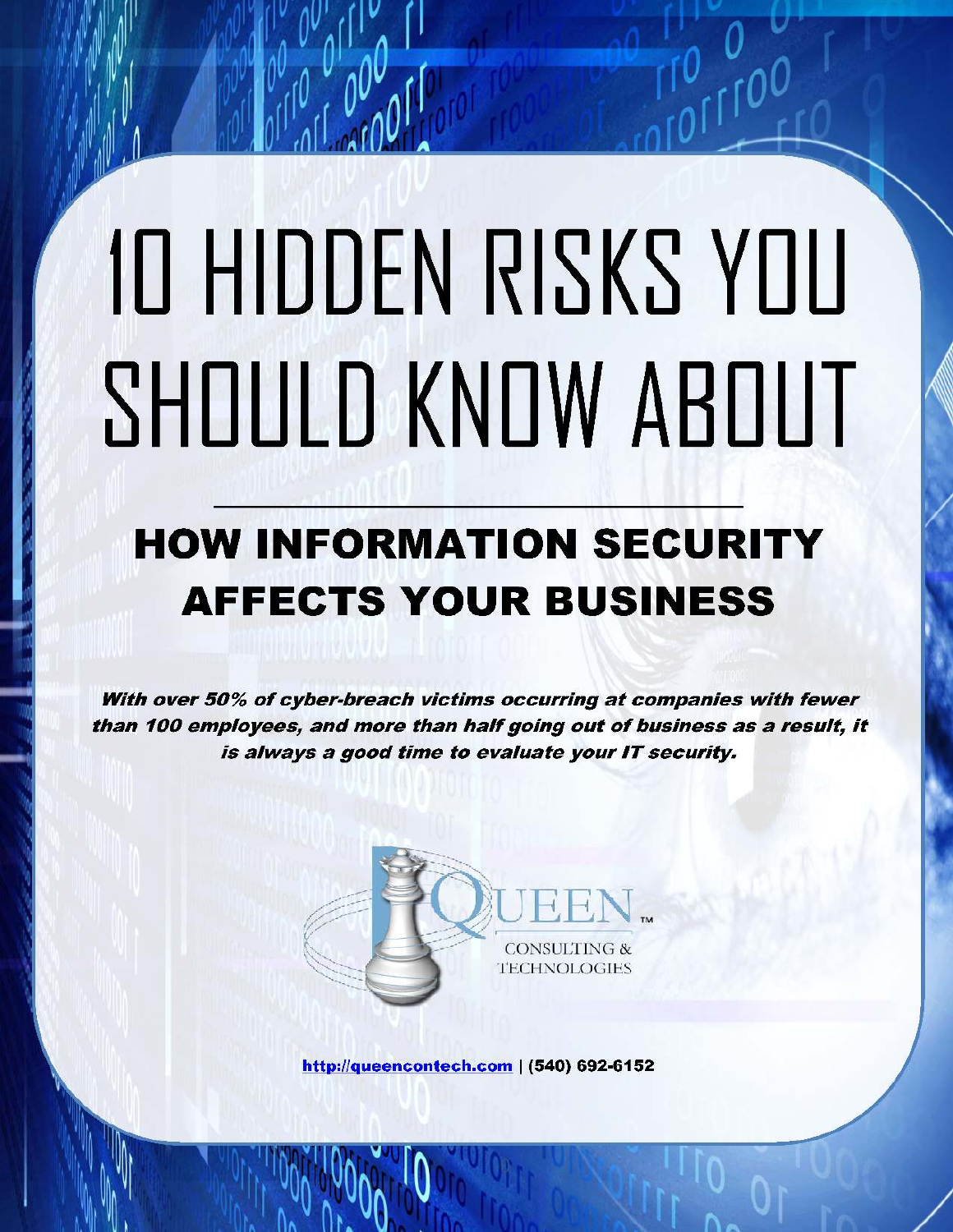# 10 HIDDEN RISKS YOU SHOULD KNOW ABOUT

## HOW INFORMATION SECURITY AFFECTS YOUR BUSINESS

***With over 50% of cyber-breach victims occurring at companies with fewer than 100 employees, and more than half going out of business as a result, it is always a good time to evaluate your IT security.***

QUEEN™
CONSULTING & TECHNOLOGIES

http://queencontech.com | (540) 692-6152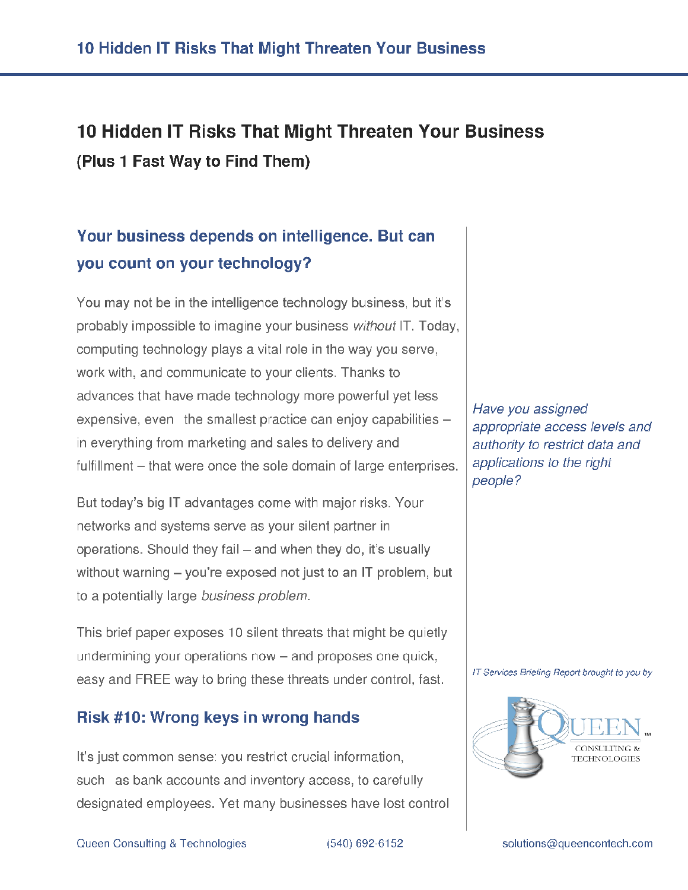# 10 Hidden IT Risks That Might Threaten Your Business

**(Plus 1 Fast Way to Find Them)**

## Your business depends on intelligence. But can you count on your technology?

You may not be in the intelligence technology business, but it's probably impossible to imagine your business *without* IT. Today, computing technology plays a vital role in the way you serve, work with, and communicate to your clients. Thanks to advances that have made technology more powerful yet less expensive, even the smallest practice can enjoy capabilities – in everything from marketing and sales to delivery and fulfillment – that were once the sole domain of large enterprises.

*Have you assigned appropriate access levels and authority to restrict data and applications to the right people?*

But today's big IT advantages come with major risks. Your networks and systems serve as your silent partner in operations. Should they fail – and when they do, it's usually without warning – you're exposed not just to an IT problem, but to a potentially large *business problem*.

This brief paper exposes 10 silent threats that might be quietly undermining your operations now – and proposes one quick, easy and FREE way to bring these threats under control, fast.

*IT Services Briefing Report brought to you by*

QUEEN™ CONSULTING & TECHNOLOGIES

## Risk #10: Wrong keys in wrong hands

It's just common sense: you restrict crucial information, such as bank accounts and inventory access, to carefully designated employees. Yet many businesses have lost control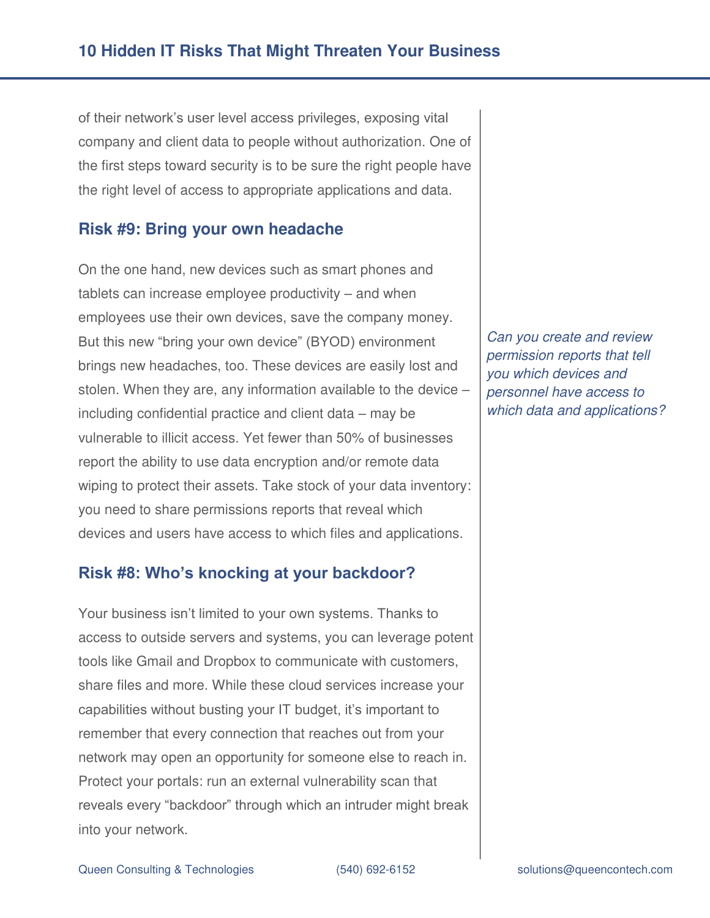of their network's user level access privileges, exposing vital company and client data to people without authorization. One of the first steps toward security is to be sure the right people have the right level of access to appropriate applications and data.

## Risk #9: Bring your own headache

On the one hand, new devices such as smart phones and tablets can increase employee productivity – and when employees use their own devices, save the company money. But this new "bring your own device" (BYOD) environment brings new headaches, too. These devices are easily lost and stolen. When they are, any information available to the device – including confidential practice and client data – may be vulnerable to illicit access. Yet fewer than 50% of businesses report the ability to use data encryption and/or remote data wiping to protect their assets. Take stock of your data inventory: you need to share permissions reports that reveal which devices and users have access to which files and applications.

*Can you create and review permission reports that tell you which devices and personnel have access to which data and applications?*

## Risk #8: Who's knocking at your backdoor?

Your business isn't limited to your own systems. Thanks to access to outside servers and systems, you can leverage potent tools like Gmail and Dropbox to communicate with customers, share files and more. While these cloud services increase your capabilities without busting your IT budget, it's important to remember that every connection that reaches out from your network may open an opportunity for someone else to reach in. Protect your portals: run an external vulnerability scan that reveals every "backdoor" through which an intruder might break into your network.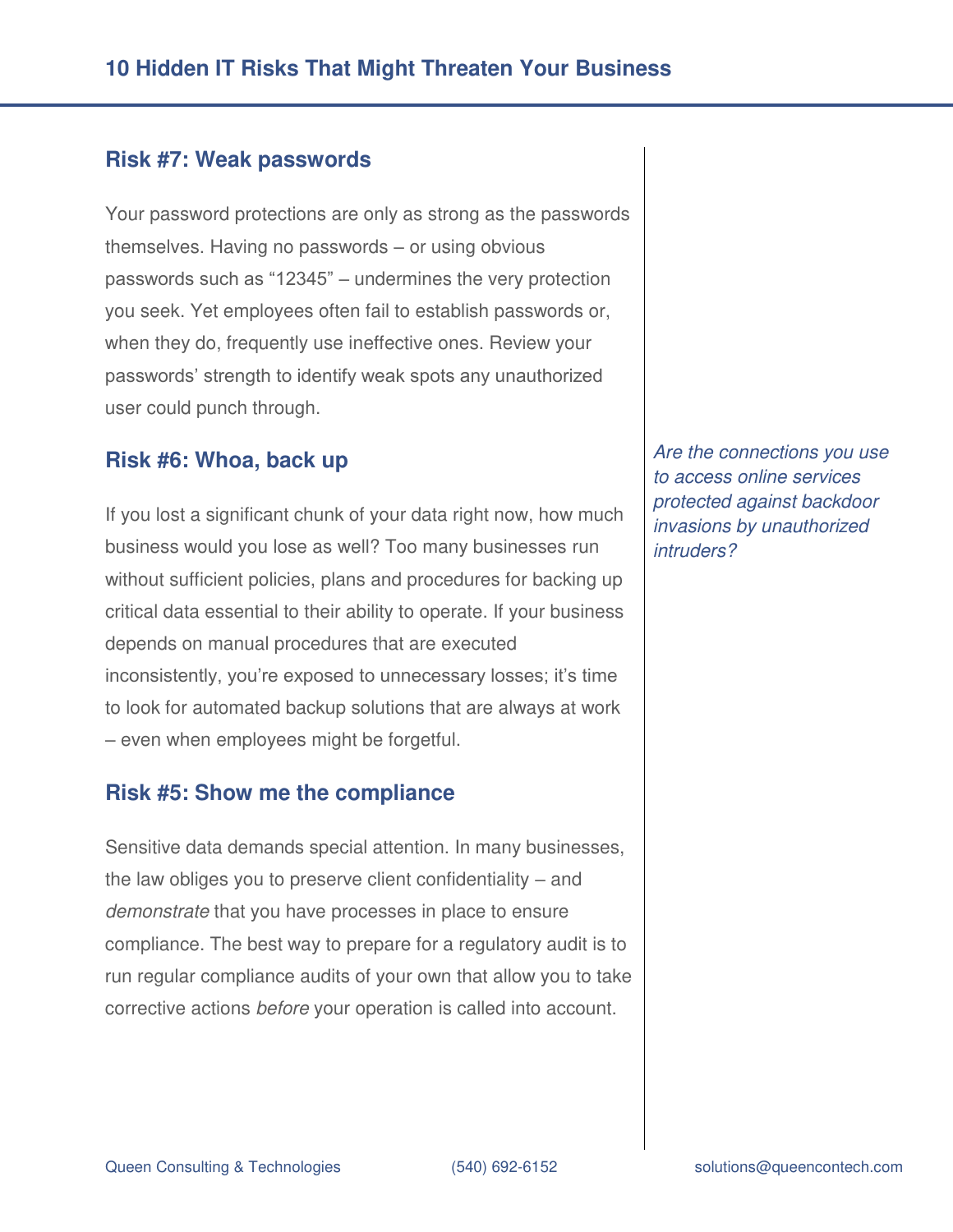## Risk #7: Weak passwords

Your password protections are only as strong as the passwords themselves. Having no passwords – or using obvious passwords such as "12345" – undermines the very protection you seek. Yet employees often fail to establish passwords or, when they do, frequently use ineffective ones. Review your passwords' strength to identify weak spots any unauthorized user could punch through.

## Risk #6: Whoa, back up

If you lost a significant chunk of your data right now, how much business would you lose as well? Too many businesses run without sufficient policies, plans and procedures for backing up critical data essential to their ability to operate. If your business depends on manual procedures that are executed inconsistently, you're exposed to unnecessary losses; it's time to look for automated backup solutions that are always at work – even when employees might be forgetful.

*Are the connections you use to access online services protected against backdoor invasions by unauthorized intruders?*

## Risk #5: Show me the compliance

Sensitive data demands special attention. In many businesses, the law obliges you to preserve client confidentiality – and *demonstrate* that you have processes in place to ensure compliance. The best way to prepare for a regulatory audit is to run regular compliance audits of your own that allow you to take corrective actions *before* your operation is called into account.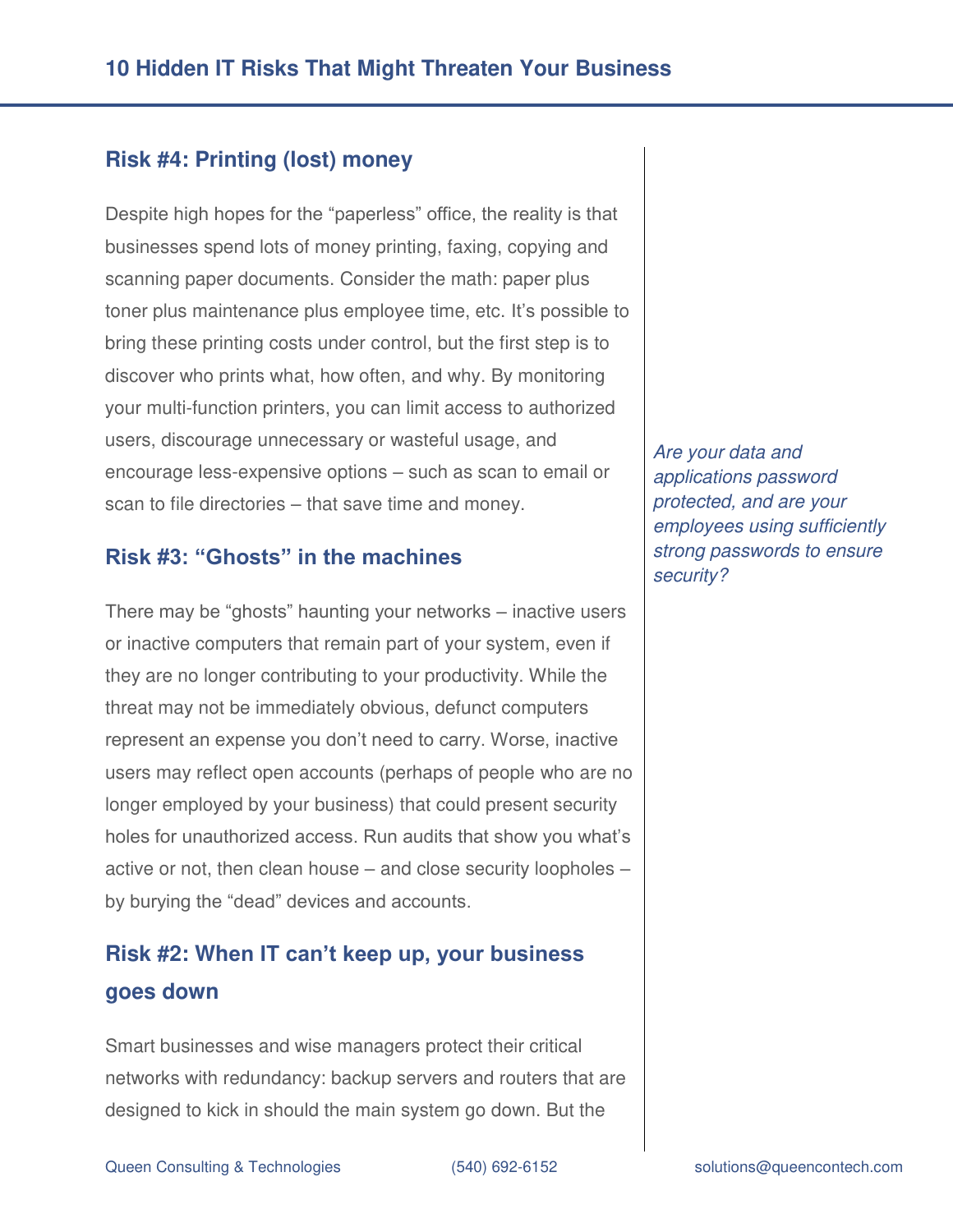## Risk #4: Printing (lost) money

Despite high hopes for the "paperless" office, the reality is that businesses spend lots of money printing, faxing, copying and scanning paper documents. Consider the math: paper plus toner plus maintenance plus employee time, etc. It's possible to bring these printing costs under control, but the first step is to discover who prints what, how often, and why. By monitoring your multi-function printers, you can limit access to authorized users, discourage unnecessary or wasteful usage, and encourage less-expensive options – such as scan to email or scan to file directories – that save time and money.

*Are your data and applications password protected, and are your employees using sufficiently strong passwords to ensure security?*

## Risk #3: "Ghosts" in the machines

There may be "ghosts" haunting your networks – inactive users or inactive computers that remain part of your system, even if they are no longer contributing to your productivity. While the threat may not be immediately obvious, defunct computers represent an expense you don't need to carry. Worse, inactive users may reflect open accounts (perhaps of people who are no longer employed by your business) that could present security holes for unauthorized access. Run audits that show you what's active or not, then clean house – and close security loopholes – by burying the "dead" devices and accounts.

## Risk #2: When IT can't keep up, your business goes down

Smart businesses and wise managers protect their critical networks with redundancy: backup servers and routers that are designed to kick in should the main system go down. But the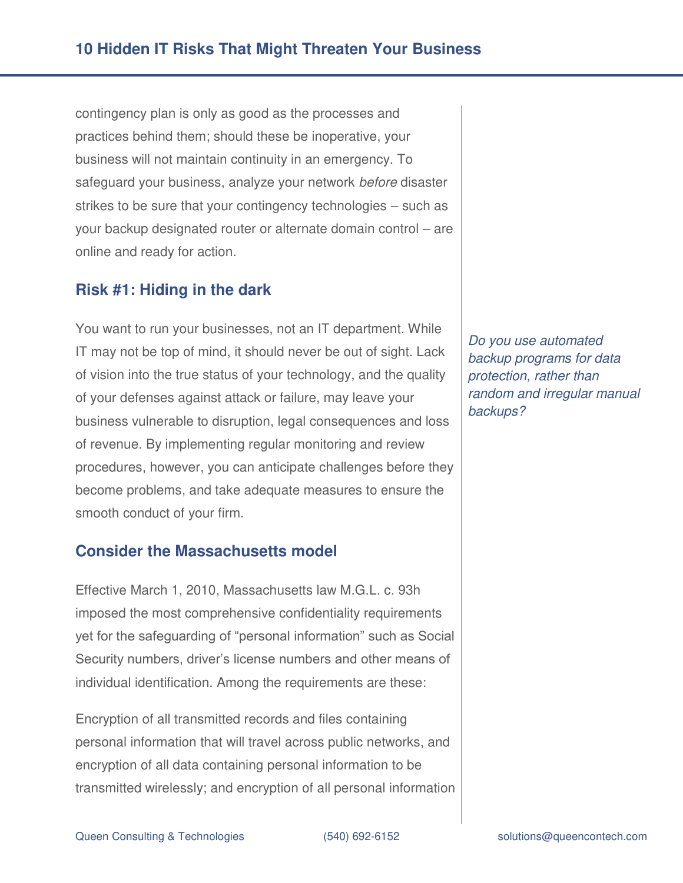contingency plan is only as good as the processes and practices behind them; should these be inoperative, your business will not maintain continuity in an emergency. To safeguard your business, analyze your network *before* disaster strikes to be sure that your contingency technologies – such as your backup designated router or alternate domain control – are online and ready for action.

## Risk #1: Hiding in the dark

You want to run your businesses, not an IT department. While IT may not be top of mind, it should never be out of sight. Lack of vision into the true status of your technology, and the quality of your defenses against attack or failure, may leave your business vulnerable to disruption, legal consequences and loss of revenue. By implementing regular monitoring and review procedures, however, you can anticipate challenges before they become problems, and take adequate measures to ensure the smooth conduct of your firm.

*Do you use automated backup programs for data protection, rather than random and irregular manual backups?*

## Consider the Massachusetts model

Effective March 1, 2010, Massachusetts law M.G.L. c. 93h imposed the most comprehensive confidentiality requirements yet for the safeguarding of "personal information" such as Social Security numbers, driver's license numbers and other means of individual identification. Among the requirements are these:

Encryption of all transmitted records and files containing personal information that will travel across public networks, and encryption of all data containing personal information to be transmitted wirelessly; and encryption of all personal information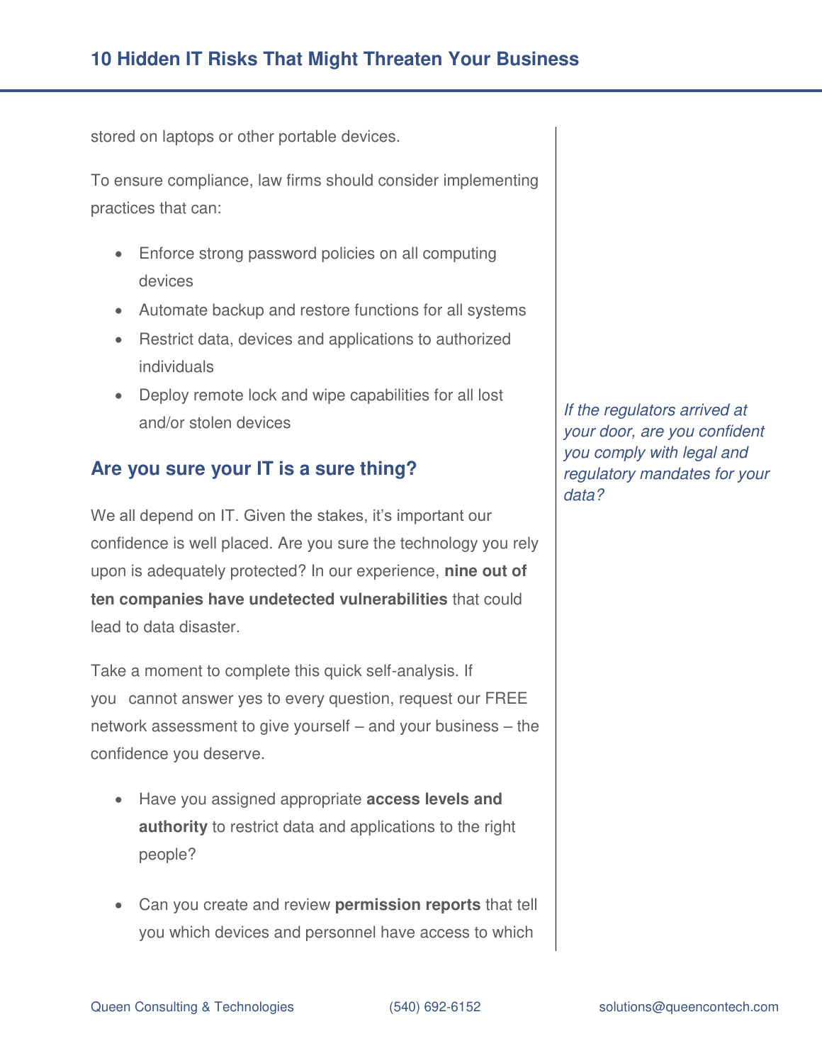stored on laptops or other portable devices.

To ensure compliance, law firms should consider implementing practices that can:

- Enforce strong password policies on all computing devices
- Automate backup and restore functions for all systems
- Restrict data, devices and applications to authorized individuals
- Deploy remote lock and wipe capabilities for all lost and/or stolen devices

*If the regulators arrived at your door, are you confident you comply with legal and regulatory mandates for your data?*

## Are you sure your IT is a sure thing?

We all depend on IT. Given the stakes, it's important our confidence is well placed. Are you sure the technology you rely upon is adequately protected? In our experience, **nine out of ten companies have undetected vulnerabilities** that could lead to data disaster.

Take a moment to complete this quick self-analysis. If you cannot answer yes to every question, request our FREE network assessment to give yourself – and your business – the confidence you deserve.

- Have you assigned appropriate **access levels and authority** to restrict data and applications to the right people?

- Can you create and review **permission reports** that tell you which devices and personnel have access to which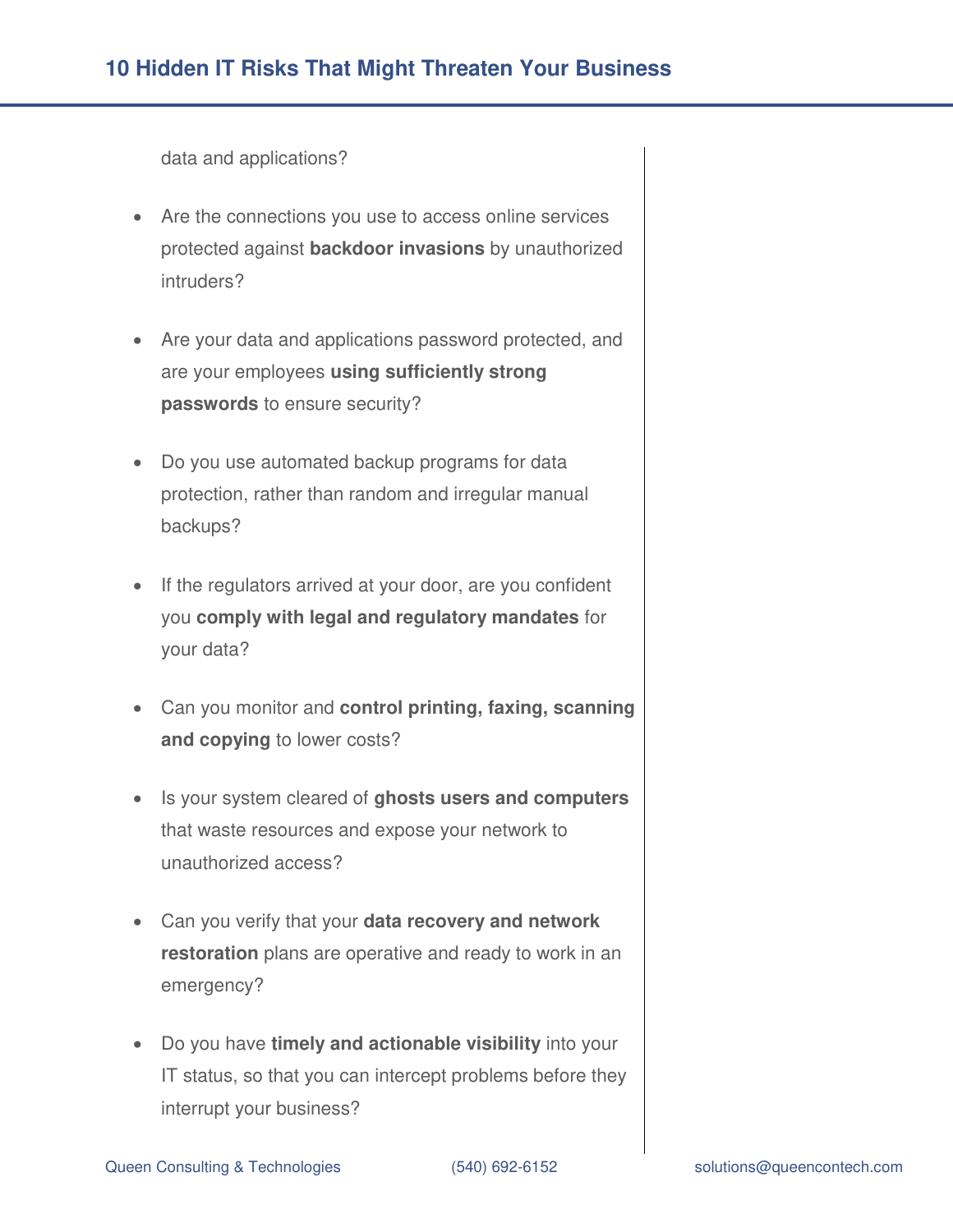data and applications?

- Are the connections you use to access online services protected against **backdoor invasions** by unauthorized intruders?

- Are your data and applications password protected, and are your employees **using sufficiently strong passwords** to ensure security?

- Do you use automated backup programs for data protection, rather than random and irregular manual backups?

- If the regulators arrived at your door, are you confident you **comply with legal and regulatory mandates** for your data?

- Can you monitor and **control printing, faxing, scanning and copying** to lower costs?

- Is your system cleared of **ghosts users and computers** that waste resources and expose your network to unauthorized access?

- Can you verify that your **data recovery and network restoration** plans are operative and ready to work in an emergency?

- Do you have **timely and actionable visibility** into your IT status, so that you can intercept problems before they interrupt your business?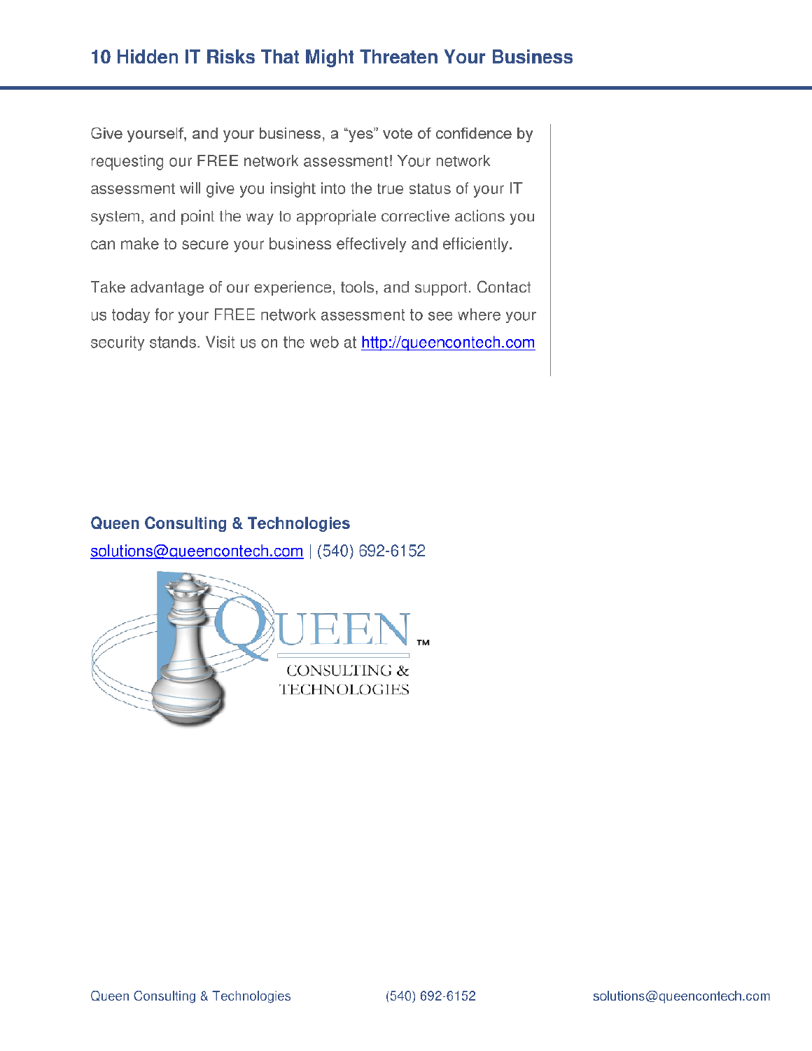Give yourself, and your business, a “yes” vote of confidence by requesting our FREE network assessment! Your network assessment will give you insight into the true status of your IT system, and point the way to appropriate corrective actions you can make to secure your business effectively and efficiently.

Take advantage of our experience, tools, and support. Contact us today for your FREE network assessment to see where your security stands. Visit us on the web at http://queencontech.com

**Queen Consulting & Technologies**

solutions@queencontech.com | (540) 692-6152